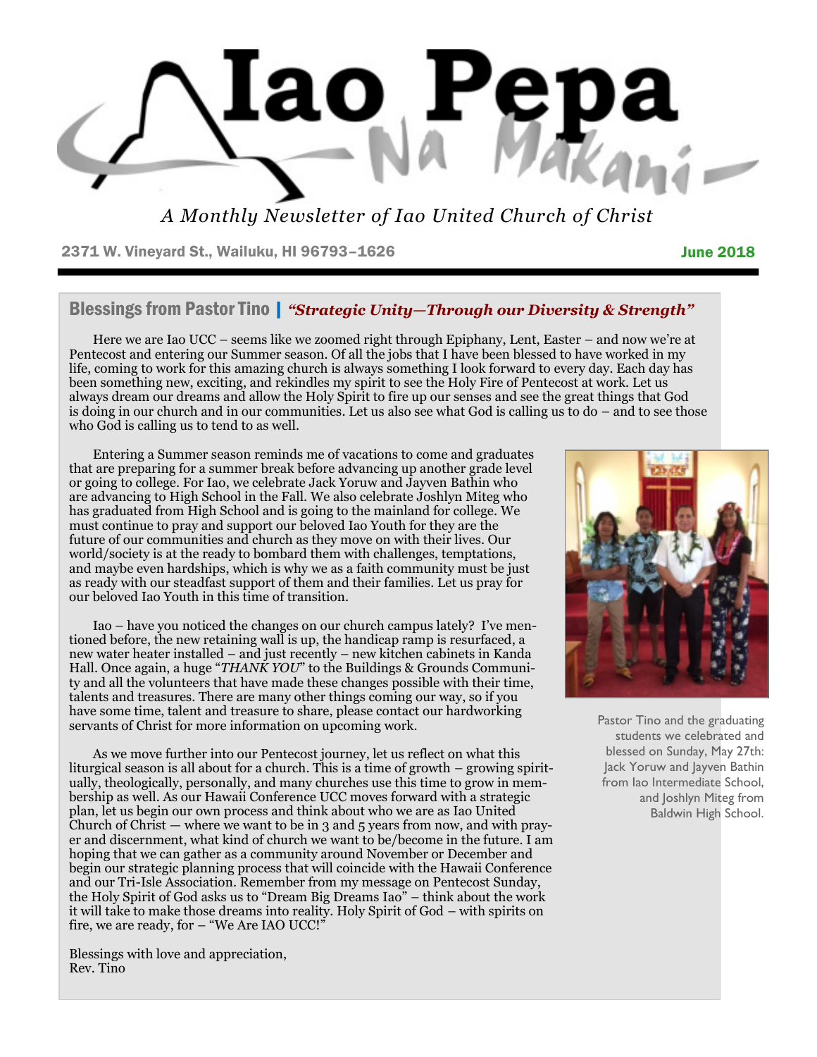# Iao Pepa
## Na Makani

*A Monthly Newsletter of Iao United Church of Christ*

2371 W. Vineyard St., Wailuku, HI 96793–1626

June 2018

## Blessings from Pastor Tino | *"Strategic Unity—Through our Diversity & Strength"*

Here we are Iao UCC – seems like we zoomed right through Epiphany, Lent, Easter – and now we're at Pentecost and entering our Summer season. Of all the jobs that I have been blessed to have worked in my life, coming to work for this amazing church is always something I look forward to every day. Each day has been something new, exciting, and rekindles my spirit to see the Holy Fire of Pentecost at work. Let us always dream our dreams and allow the Holy Spirit to fire up our senses and see the great things that God is doing in our church and in our communities. Let us also see what God is calling us to do – and to see those who God is calling us to tend to as well.

Entering a Summer season reminds me of vacations to come and graduates that are preparing for a summer break before advancing up another grade level or going to college. For Iao, we celebrate Jack Yoruw and Jayven Bathin who are advancing to High School in the Fall. We also celebrate Joshlyn Miteg who has graduated from High School and is going to the mainland for college. We must continue to pray and support our beloved Iao Youth for they are the future of our communities and church as they move on with their lives. Our world/society is at the ready to bombard them with challenges, temptations, and maybe even hardships, which is why we as a faith community must be just as ready with our steadfast support of them and their families. Let us pray for our beloved Iao Youth in this time of transition.

Pastor Tino and the graduating students we celebrated and blessed on Sunday, May 27th: Jack Yoruw and Jayven Bathin from Iao Intermediate School, and Joshlyn Miteg from Baldwin High School.

Iao – have you noticed the changes on our church campus lately? I've mentioned before, the new retaining wall is up, the handicap ramp is resurfaced, a new water heater installed – and just recently – new kitchen cabinets in Kanda Hall. Once again, a huge "*THANK YOU*" to the Buildings & Grounds Community and all the volunteers that have made these changes possible with their time, talents and treasures. There are many other things coming our way, so if you have some time, talent and treasure to share, please contact our hardworking servants of Christ for more information on upcoming work.

As we move further into our Pentecost journey, let us reflect on what this liturgical season is all about for a church. This is a time of growth – growing spiritually, theologically, personally, and many churches use this time to grow in membership as well. As our Hawaii Conference UCC moves forward with a strategic plan, let us begin our own process and think about who we are as Iao United Church of Christ — where we want to be in 3 and 5 years from now, and with prayer and discernment, what kind of church we want to be/become in the future. I am hoping that we can gather as a community around November or December and begin our strategic planning process that will coincide with the Hawaii Conference and our Tri-Isle Association. Remember from my message on Pentecost Sunday, the Holy Spirit of God asks us to "Dream Big Dreams Iao" – think about the work it will take to make those dreams into reality. Holy Spirit of God – with spirits on fire, we are ready, for – "We Are IAO UCC!"

Blessings with love and appreciation,
Rev. Tino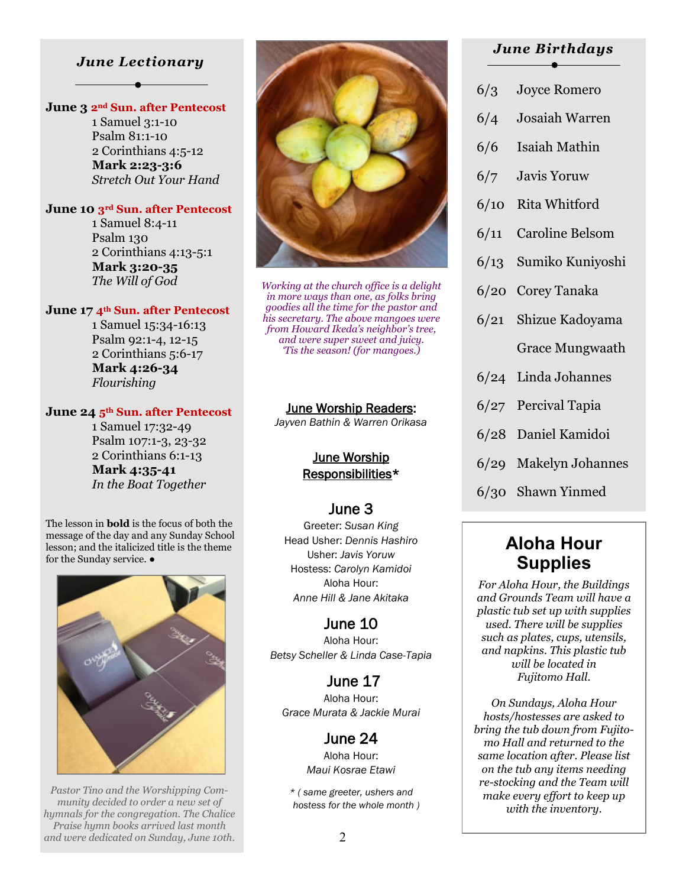## *June Lectionary*

**June 3 2nd Sun. after Pentecost**
1 Samuel 3:1-10
Psalm 81:1-10
2 Corinthians 4:5-12
**Mark 2:23-3:6**
*Stretch Out Your Hand*

**June 10 3rd Sun. after Pentecost**
1 Samuel 8:4-11
Psalm 130
2 Corinthians 4:13-5:1
**Mark 3:20-35**
*The Will of God*

**June 17 4th Sun. after Pentecost**
1 Samuel 15:34-16:13
Psalm 92:1-4, 12-15
2 Corinthians 5:6-17
**Mark 4:26-34**
*Flourishing*

**June 24 5th Sun. after Pentecost**
1 Samuel 17:32-49
Psalm 107:1-3, 23-32
2 Corinthians 6:1-13
**Mark 4:35-41**
*In the Boat Together*

The lesson in **bold** is the focus of both the message of the day and any Sunday School lesson; and the italicized title is the theme for the Sunday service. ●

*Pastor Tino and the Worshipping Community decided to order a new set of hymnals for the congregation. The Chalice Praise hymn books arrived last month and were dedicated on Sunday, June 10th.*

*Working at the church office is a delight in more ways than one, as folks bring goodies all the time for the pastor and his secretary. The above mangoes were from Howard Ikeda's neighbor's tree, and were super sweet and juicy. 'Tis the season! (for mangoes.)*

**June Worship Readers:**
*Jayven Bathin & Warren Orikasa*

**June Worship Responsibilities***

**June 3**
Greeter: *Susan King*
Head Usher: *Dennis Hashiro*
Usher: *Javis Yoruw*
Hostess: *Carolyn Kamidoi*
Aloha Hour:
*Anne Hill & Jane Akitaka*

**June 10**
Aloha Hour:
*Betsy Scheller & Linda Case-Tapia*

**June 17**
Aloha Hour:
*Grace Murata & Jackie Murai*

**June 24**
Aloha Hour:
*Maui Kosrae Etawi*

*\* ( same greeter, ushers and hostess for the whole month )*

## *June Birthdays*

| | |
|---|---|
| 6/3 | Joyce Romero |
| 6/4 | Josaiah Warren |
| 6/6 | Isaiah Mathin |
| 6/7 | Javis Yoruw |
| 6/10 | Rita Whitford |
| 6/11 | Caroline Belsom |
| 6/13 | Sumiko Kuniyoshi |
| 6/20 | Corey Tanaka |
| 6/21 | Shizue Kadoyama |
| | Grace Mungwaath |
| 6/24 | Linda Johannes |
| 6/27 | Percival Tapia |
| 6/28 | Daniel Kamidoi |
| 6/29 | Makelyn Johannes |
| 6/30 | Shawn Yinmed |

## Aloha Hour Supplies

*For Aloha Hour, the Buildings and Grounds Team will have a plastic tub set up with supplies used. There will be supplies such as plates, cups, utensils, and napkins. This plastic tub will be located in Fujitomo Hall.*

*On Sundays, Aloha Hour hosts/hostesses are asked to bring the tub down from Fujitomo Hall and returned to the same location after. Please list on the tub any items needing re-stocking and the Team will make every effort to keep up with the inventory.*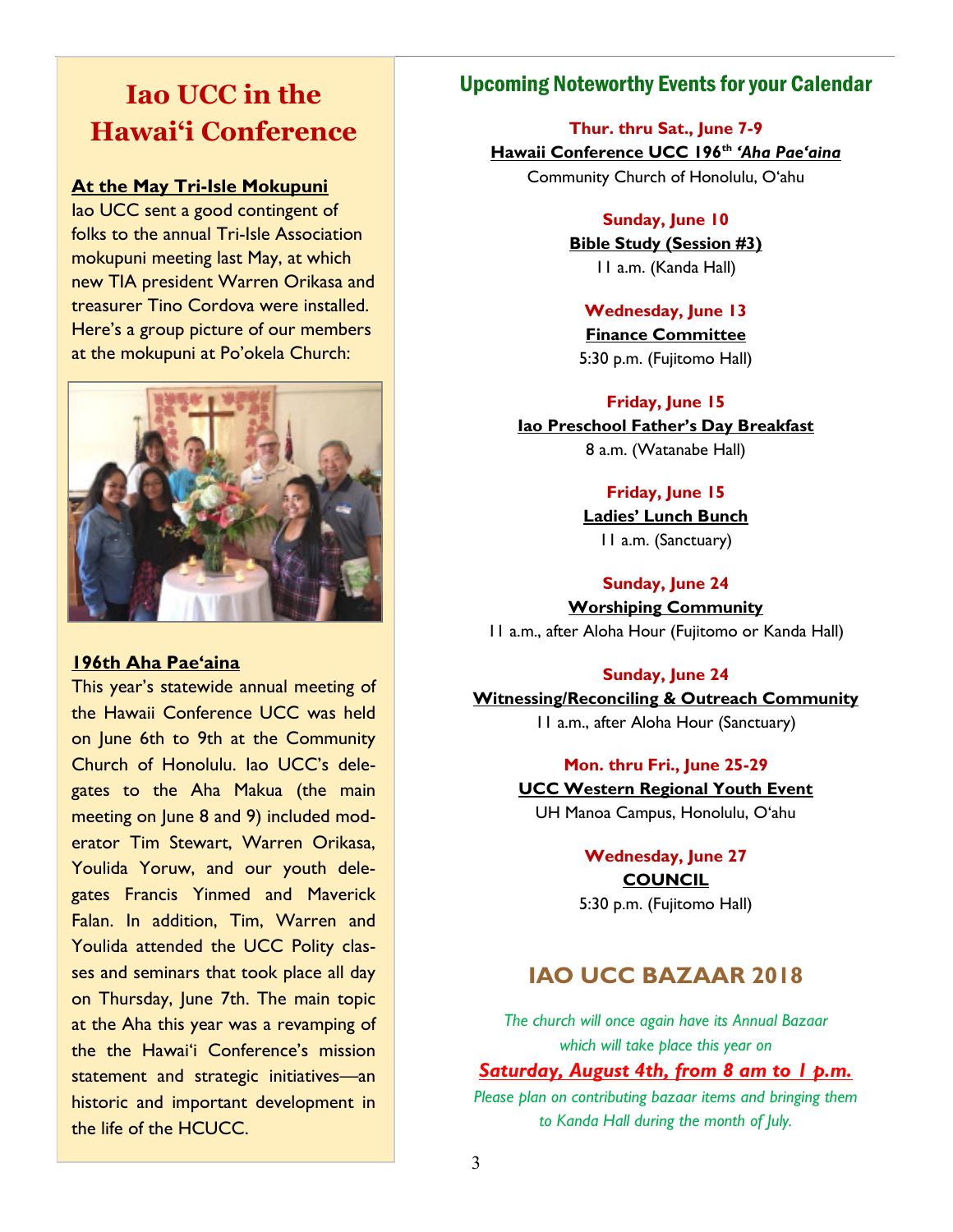# Iao UCC in the Hawai'i Conference

**At the May Tri-Isle Mokupuni**

Iao UCC sent a good contingent of folks to the annual Tri-Isle Association mokupuni meeting last May, at which new TIA president Warren Orikasa and treasurer Tino Cordova were installed. Here's a group picture of our members at the mokupuni at Po'okela Church:

**196th Aha Pae'aina**

This year's statewide annual meeting of the Hawaii Conference UCC was held on June 6th to 9th at the Community Church of Honolulu. Iao UCC's delegates to the Aha Makua (the main meeting on June 8 and 9) included moderator Tim Stewart, Warren Orikasa, Youlida Yoruw, and our youth delegates Francis Yinmed and Maverick Falan. In addition, Tim, Warren and Youlida attended the UCC Polity classes and seminars that took place all day on Thursday, June 7th. The main topic at the Aha this year was a revamping of the the Hawai'i Conference's mission statement and strategic initiatives—an historic and important development in the life of the HCUCC.

## Upcoming Noteworthy Events for your Calendar

**Thur. thru Sat., June 7-9**
**Hawaii Conference UCC 196th *'Aha Pae'aina***
Community Church of Honolulu, O'ahu

**Sunday, June 10**
**Bible Study (Session #3)**
11 a.m. (Kanda Hall)

**Wednesday, June 13**
**Finance Committee**
5:30 p.m. (Fujitomo Hall)

**Friday, June 15**
**Iao Preschool Father's Day Breakfast**
8 a.m. (Watanabe Hall)

**Friday, June 15**
**Ladies' Lunch Bunch**
11 a.m. (Sanctuary)

**Sunday, June 24**
**Worshiping Community**
11 a.m., after Aloha Hour (Fujitomo or Kanda Hall)

**Sunday, June 24**
**Witnessing/Reconciling & Outreach Community**
11 a.m., after Aloha Hour (Sanctuary)

**Mon. thru Fri., June 25-29**
**UCC Western Regional Youth Event**
UH Manoa Campus, Honolulu, O'ahu

**Wednesday, June 27**
**COUNCIL**
5:30 p.m. (Fujitomo Hall)

## IAO UCC BAZAAR 2018

*The church will once again have its Annual Bazaar which will take place this year on*

***Saturday, August 4th, from 8 am to 1 p.m.***

*Please plan on contributing bazaar items and bringing them to Kanda Hall during the month of July.*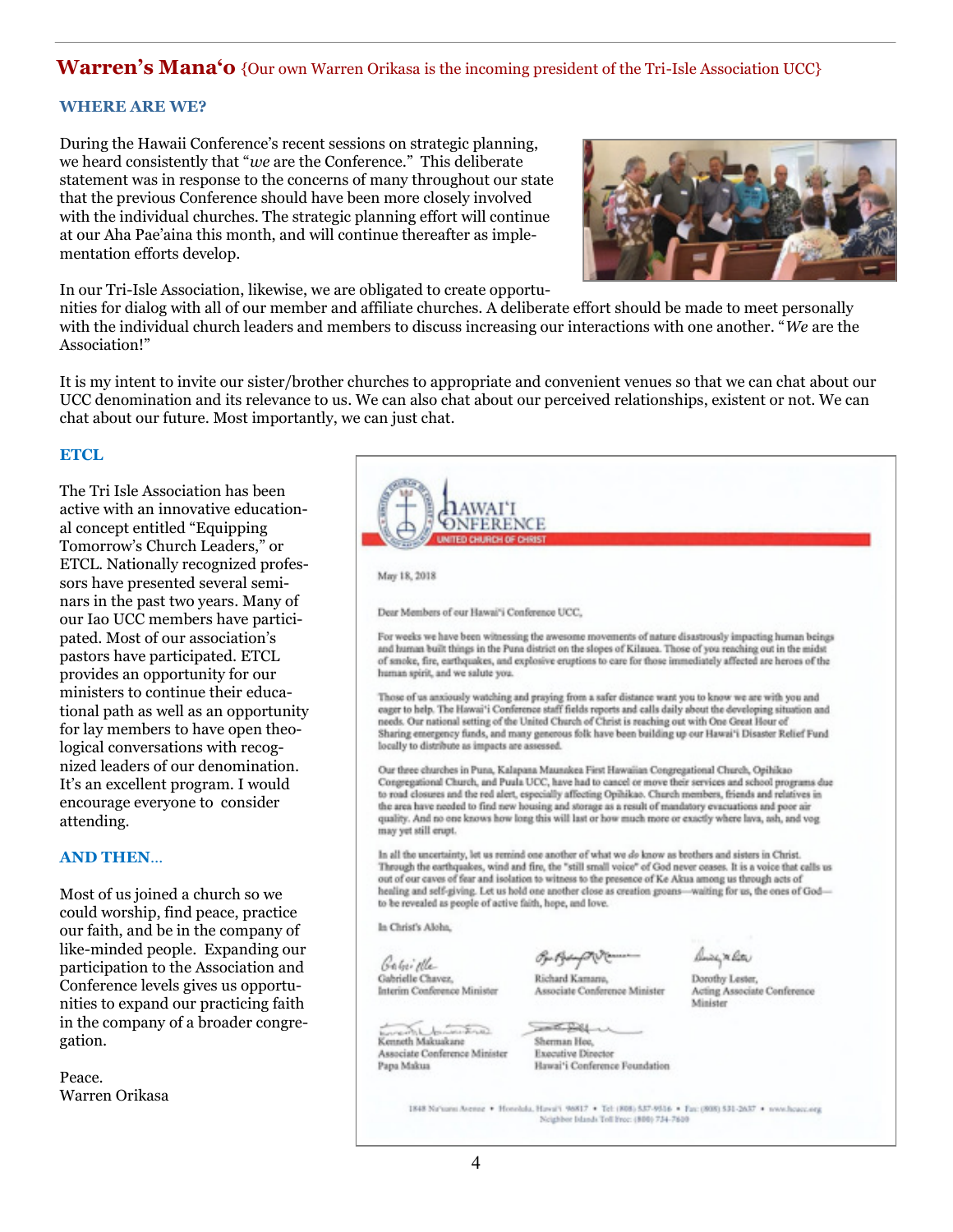## Warren's Mana'o {Our own Warren Orikasa is the incoming president of the Tri-Isle Association UCC}

### WHERE ARE WE?

During the Hawaii Conference's recent sessions on strategic planning, we heard consistently that "*we* are the Conference." This deliberate statement was in response to the concerns of many throughout our state that the previous Conference should have been more closely involved with the individual churches. The strategic planning effort will continue at our Aha Pae'aina this month, and will continue thereafter as implementation efforts develop.

In our Tri-Isle Association, likewise, we are obligated to create opportunities for dialog with all of our member and affiliate churches. A deliberate effort should be made to meet personally with the individual church leaders and members to discuss increasing our interactions with one another. "*We* are the Association!"

It is my intent to invite our sister/brother churches to appropriate and convenient venues so that we can chat about our UCC denomination and its relevance to us. We can also chat about our perceived relationships, existent or not. We can chat about our future. Most importantly, we can just chat.

### ETCL

The Tri Isle Association has been active with an innovative educational concept entitled "Equipping Tomorrow's Church Leaders," or ETCL. Nationally recognized professors have presented several seminars in the past two years. Many of our Iao UCC members have participated. Most of our association's pastors have participated. ETCL provides an opportunity for our ministers to continue their educational path as well as an opportunity for lay members to have open theological conversations with recognized leaders of our denomination. It's an excellent program. I would encourage everyone to consider attending.

### AND THEN...

Most of us joined a church so we could worship, find peace, practice our faith, and be in the company of like-minded people. Expanding our participation to the Association and Conference levels gives us opportunities to expand our practicing faith in the company of a broader congregation.

Peace.
Warren Orikasa

---

**HAWAI'I CONFERENCE**
UNITED CHURCH OF CHRIST

May 18, 2018

Dear Members of our Hawai'i Conference UCC,

For weeks we have been witnessing the awesome movements of nature disastrously impacting human beings and human built things in the Puna district on the slopes of Kilauea. Those of you reaching out in the midst of smoke, fire, earthquakes, and explosive eruptions to care for those immediately affected are heroes of the human spirit, and we salute you.

Those of us anxiously watching and praying from a safer distance want you to know we are with you and eager to help. The Hawai'i Conference staff fields reports and calls daily about the developing situation and needs. Our national setting of the United Church of Christ is reaching out with One Great Hour of Sharing emergency funds, and many generous folk have been building up our Hawai'i Disaster Relief Fund locally to distribute as impacts are assessed.

Our three churches in Puna, Kalapana Mauna Kea First Hawaiian Congregational Church, Opihikao Congregational Church, and Puala UCC, have had to cancel or move their services and school programs due to road closures and the red alert, especially affecting Opihikao. Church members, friends and relatives in the area have needed to find new housing and storage as a result of mandatory evacuations and poor air quality. And no one knows how long this will last or how much more or exactly where lava, ash, and vog may yet still erupt.

In all the uncertainty, let us remind one another of what we *do* know as brothers and sisters in Christ. Through the earthquakes, wind and fire, the "still small voice" of God never ceases. It is a voice that calls us out of our caves of fear and isolation to witness to the presence of Ke Akua among us through acts of healing and self-giving. Let us hold one another close as creation groans—waiting for us, the ones of God—to be revealed as people of active faith, hope, and love.

In Christ's Aloha,

Gabrielle Chavez, Interim Conference Minister

Richard Kamanu, Associate Conference Minister

Dorothy Lester, Acting Associate Conference Minister

Kenneth Makuakane, Associate Conference Minister, Papa Makua

Sherman Hee, Executive Director, Hawai'i Conference Foundation

1848 Nu'uanu Avenue • Honolulu, Hawai'i 96817 • Tel: (808) 537-9516 • Fax: (808) 521-2637 • www.hcucc.org
Neighbor Islands Toll Free: (800) 734-7610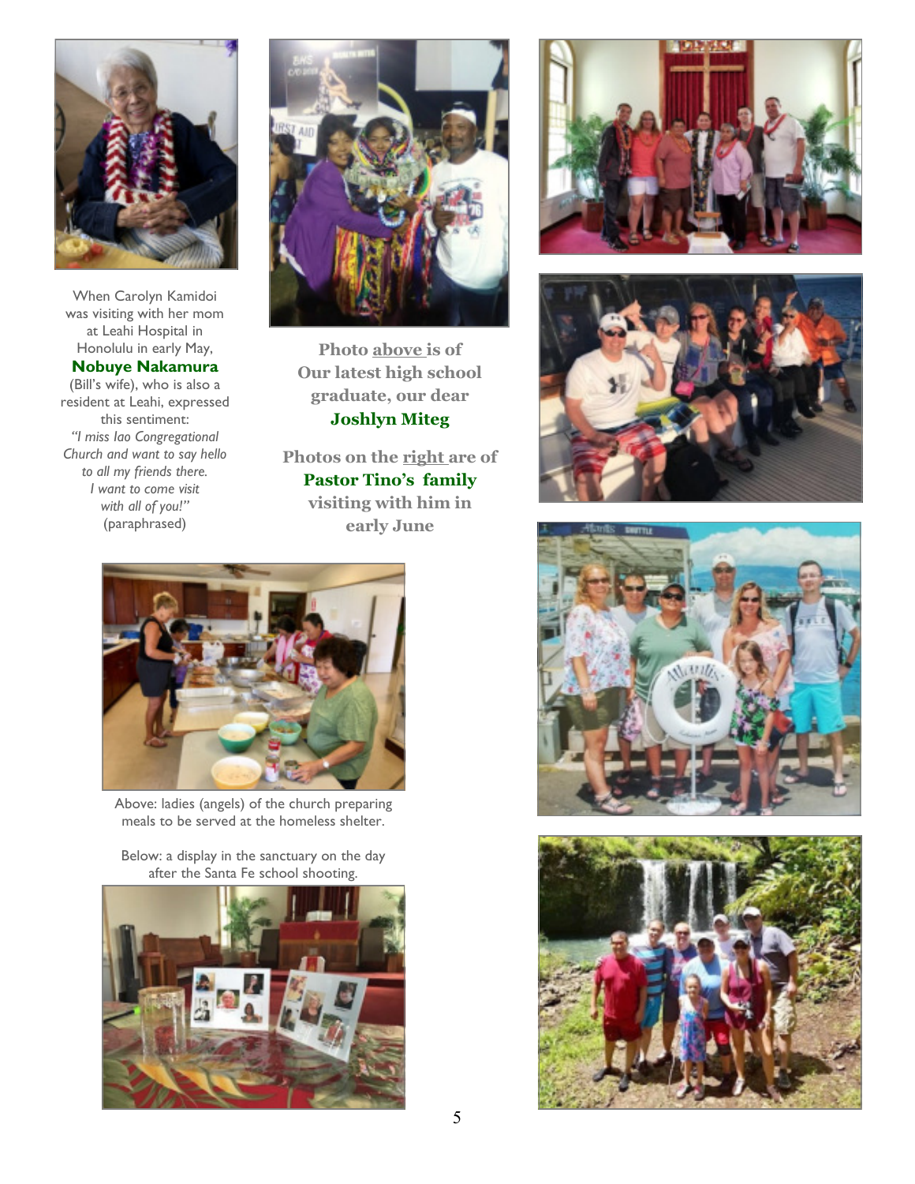When Carolyn Kamidoi was visiting with her mom at Leahi Hospital in Honolulu in early May, **Nobuye Nakamura** (Bill's wife), who is also a resident at Leahi, expressed this sentiment: *"I miss Iao Congregational Church and want to say hello to all my friends there. I want to come visit with all of you!"* (paraphrased)

**Photo above is of Our latest high school graduate, our dear Joshlyn Miteg**

**Photos on the right are of Pastor Tino's family visiting with him in early June**

Above: ladies (angels) of the church preparing meals to be served at the homeless shelter.

Below: a display in the sanctuary on the day after the Santa Fe school shooting.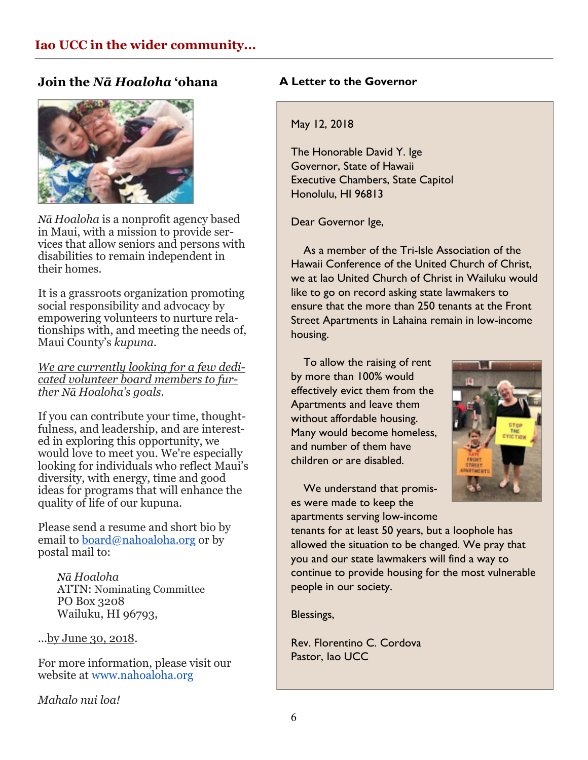## Iao UCC in the wider community...

### Join the *Nā Hoaloha* 'ohana

*Nā Hoaloha* is a nonprofit agency based in Maui, with a mission to provide services that allow seniors and persons with disabilities to remain independent in their homes.

It is a grassroots organization promoting social responsibility and advocacy by empowering volunteers to nurture relationships with, and meeting the needs of, Maui County's *kupuna*.

*We are currently looking for a few dedicated volunteer board members to further Nā Hoaloha's goals.*

If you can contribute your time, thoughtfulness, and leadership, and are interested in exploring this opportunity, we would love to meet you. We're especially looking for individuals who reflect Maui's diversity, with energy, time and good ideas for programs that will enhance the quality of life of our kupuna.

Please send a resume and short bio by email to board@nahoaloha.org or by postal mail to:

> *Nā Hoaloha*
> ATTN: Nominating Committee
> PO Box 3208
> Wailuku, HI 96793,

...by June 30, 2018.

For more information, please visit our website at www.nahoaloha.org

*Mahalo nui loa!*

### A Letter to the Governor

May 12, 2018

The Honorable David Y. Ige
Governor, State of Hawaii
Executive Chambers, State Capitol
Honolulu, HI 96813

Dear Governor Ige,

As a member of the Tri-Isle Association of the Hawaii Conference of the United Church of Christ, we at Iao United Church of Christ in Wailuku would like to go on record asking state lawmakers to ensure that the more than 250 tenants at the Front Street Apartments in Lahaina remain in low-income housing.

To allow the raising of rent by more than 100% would effectively evict them from the Apartments and leave them without affordable housing. Many would become homeless, and number of them have children or are disabled.

We understand that promises were made to keep the apartments serving low-income tenants for at least 50 years, but a loophole has allowed the situation to be changed. We pray that you and our state lawmakers will find a way to continue to provide housing for the most vulnerable people in our society.

Blessings,

Rev. Florentino C. Cordova
Pastor, Iao UCC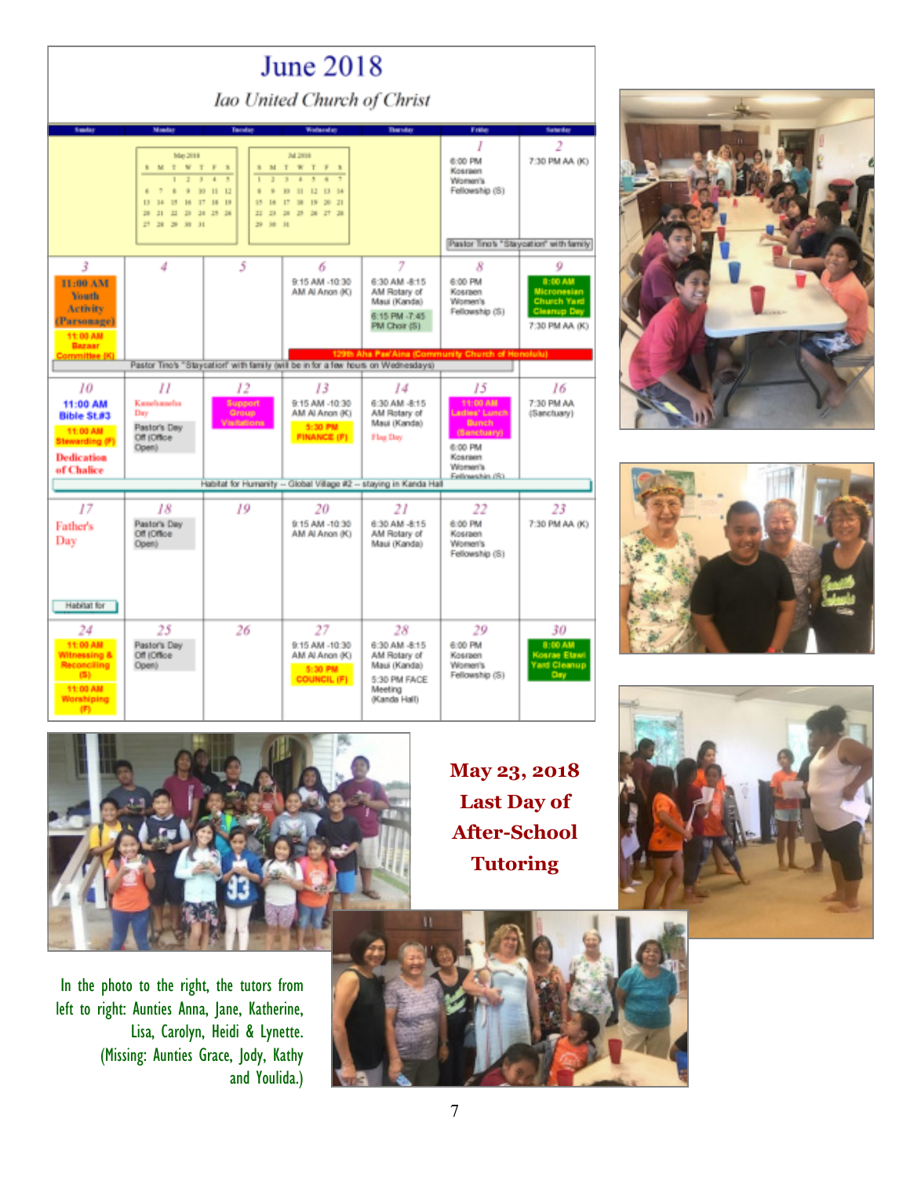# June 2018

*Iao United Church of Christ*

| Sunday | Monday | Tuesday | Wednesday | Thursday | Friday | Saturday |
|---|---|---|---|---|---|---|
| | | | | | 1 6:00 PM Kosraen Women's Fellowship (S) | 2 7:30 PM AA (K) |
| 3 11:00 AM Youth Activity (Parsonage); 11:00 AM Bazaar Committee (K) | 4 | 5 | 6 9:15 AM -10:30 AM Al Anon (K) | 7 6:30 AM -8:15 AM Rotary of Maui (Kanda); 6:15 PM -7:45 PM Choir (S) | 8 6:00 PM Kosraen Women's Fellowship (S) | 9 8:00 AM Micronesian Church Yard Cleanup Day; 7:30 PM AA (K) |
| 10 11:00 AM Bible St.#3; 11:00 AM Stewarding (F); Dedication of Chalice | 11 Kamehameha Day; Pastor's Day Off (Office Open) | 12 Support Group Visitations | 13 9:15 AM -10:30 AM Al Anon (K); 5:30 PM FINANCE (F) | 14 6:30 AM -8:15 AM Rotary of Maui (Kanda); Flag Day | 15 11:00 AM Ladies' Lunch Bunch (Sanctuary); 6:00 PM Kosraen Women's Fellowship (S) | 16 7:30 PM AA (Sanctuary) |
| 17 Father's Day | 18 Pastor's Day Off (Office Open) | 19 | 20 9:15 AM -10:30 AM Al Anon (K) | 21 6:30 AM -8:15 AM Rotary of Maui (Kanda) | 22 6:00 PM Kosraen Women's Fellowship (S) | 23 7:30 PM AA (K) |
| 24 11:00 AM Witnessing & Reconciling (S); 11:00 AM Worshiping (F) | 25 Pastor's Day Off (Office Open) | 26 | 27 9:15 AM -10:30 AM Al Anon (K); 5:30 PM COUNCIL (F) | 28 6:30 AM -8:15 AM Rotary of Maui (Kanda); 5:30 PM FACE Meeting (Kanda Hall) | 29 6:00 PM Kosraen Women's Fellowship (S) | 30 8:00 AM Kosrae Etawi Yard Cleanup Day |

Pastor Tino's "Staycation" with family (June 1–2)

Pastor Tino's "Staycation" with family (will be in for a few hours on Wednesdays) (June 3–9)

129th Aha Pae'Aina (Community Church of Honolulu) (June 6–9)

Habitat for Humanity – Global Village #2 – staying in Kanda Hall (June 10–17)

## May 23, 2018 Last Day of After-School Tutoring

In the photo to the right, the tutors from left to right: Aunties Anna, Jane, Katherine, Lisa, Carolyn, Heidi & Lynette. (Missing: Aunties Grace, Jody, Kathy and Youlida.)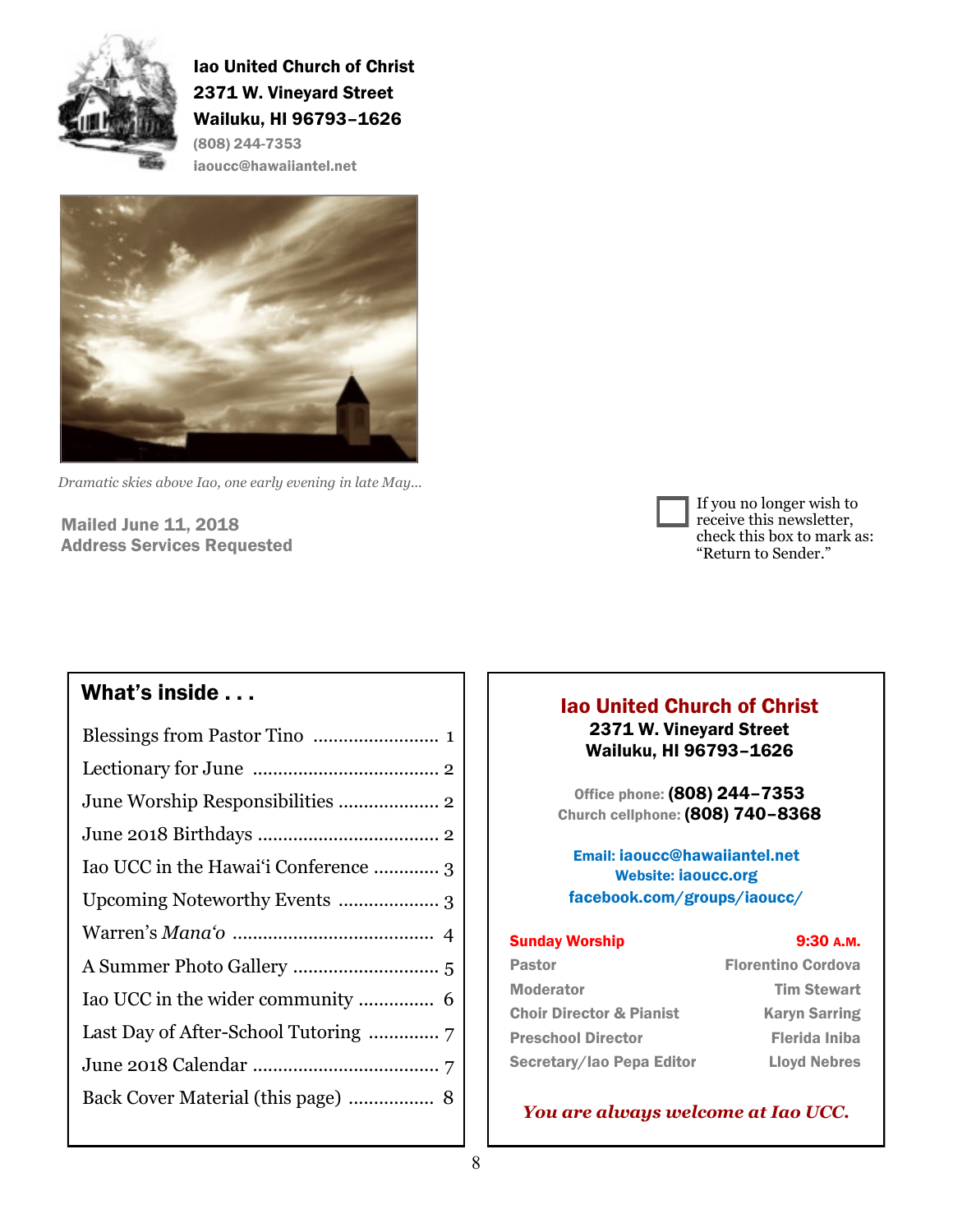**Iao United Church of Christ**
**2371 W. Vineyard Street**
**Wailuku, HI 96793–1626**
(808) 244-7353
iaoucc@hawaiiantel.net

*Dramatic skies above Iao, one early evening in late May...*

**Mailed June 11, 2018**
**Address Services Requested**

☐ If you no longer wish to receive this newsletter, check this box to mark as: “Return to Sender.”

## What’s inside . . .

| | |
|---|---|
| Blessings from Pastor Tino | 1 |
| Lectionary for June | 2 |
| June Worship Responsibilities | 2 |
| June 2018 Birthdays | 2 |
| Iao UCC in the Hawai‘i Conference | 3 |
| Upcoming Noteworthy Events | 3 |
| Warren’s *Mana‘o* | 4 |
| A Summer Photo Gallery | 5 |
| Iao UCC in the wider community | 6 |
| Last Day of After-School Tutoring | 7 |
| June 2018 Calendar | 7 |
| Back Cover Material (this page) | 8 |

## Iao United Church of Christ

**2371 W. Vineyard Street**
**Wailuku, HI 96793–1626**

Office phone: **(808) 244–7353**
Church cellphone: **(808) 740–8368**

Email: iaoucc@hawaiiantel.net
Website: iaoucc.org
facebook.com/groups/iaoucc/

| | |
|---|---|
| **Sunday Worship** | **9:30 A.M.** |
| Pastor | Florentino Cordova |
| Moderator | Tim Stewart |
| Choir Director & Pianist | Karyn Sarring |
| Preschool Director | Flerida Iniba |
| Secretary/Iao Pepa Editor | Lloyd Nebres |

***You are always welcome at Iao UCC.***